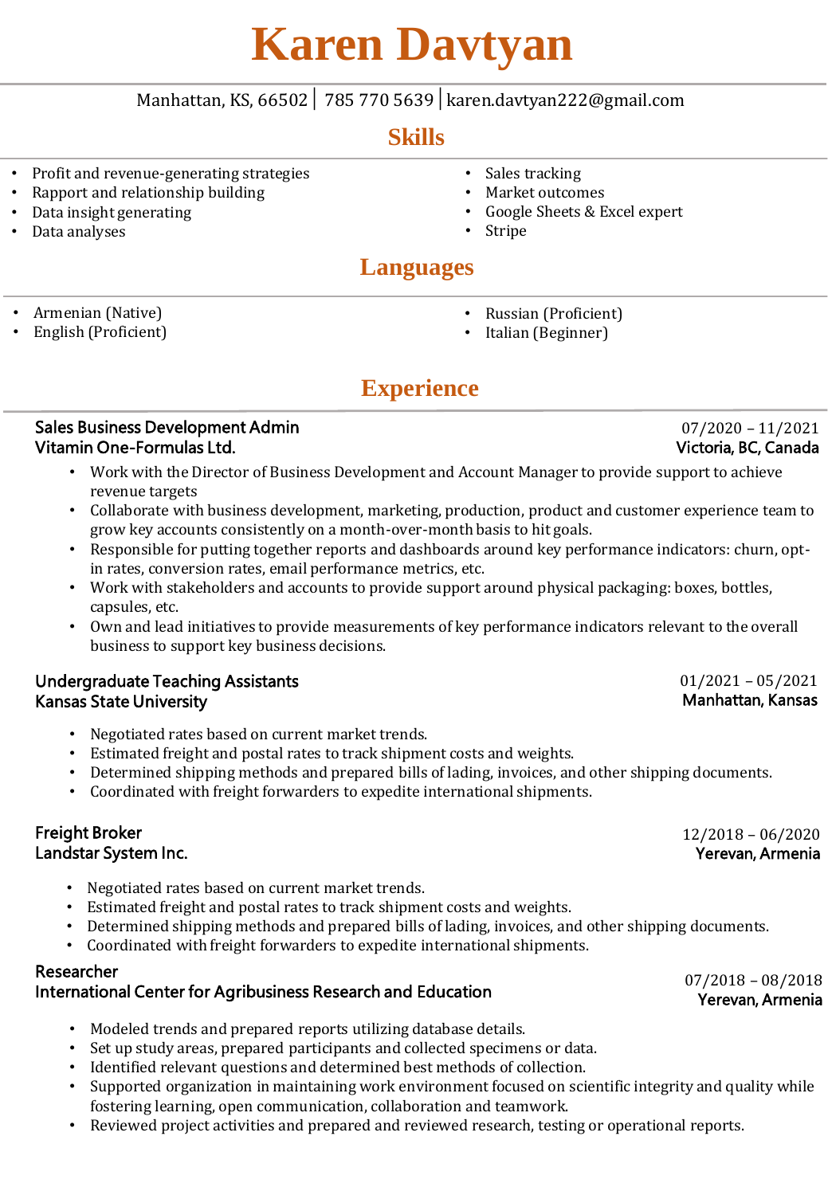# Karen Davtyan

Manhattan, KS, 66502 | 785 770 5639 | karen.davtyan222@gmail.com

## Skills

- Profit and revenue-generating strategies
- Rapport and relationship building
- Data insight generating
- Data analyses
- Sales tracking
- Market outcomes
- Google Sheets & Excel expert
- Stripe

## Languages

- Armenian (Native)
- English (Proficient)
- Russian (Proficient)
- Italian (Beginner)

## Experience

**Sales Business Development Admin** — 07/2020 – 11/2021
**Vitamin One-Formulas Ltd.** — Victoria, BC, Canada

- Work with the Director of Business Development and Account Manager to provide support to achieve revenue targets
- Collaborate with business development, marketing, production, product and customer experience team to grow key accounts consistently on a month-over-month basis to hit goals.
- Responsible for putting together reports and dashboards around key performance indicators: churn, opt-in rates, conversion rates, email performance metrics, etc.
- Work with stakeholders and accounts to provide support around physical packaging: boxes, bottles, capsules, etc.
- Own and lead initiatives to provide measurements of key performance indicators relevant to the overall business to support key business decisions.

**Undergraduate Teaching Assistants** — 01/2021 – 05/2021
**Kansas State University** — Manhattan, Kansas

- Negotiated rates based on current market trends.
- Estimated freight and postal rates to track shipment costs and weights.
- Determined shipping methods and prepared bills of lading, invoices, and other shipping documents.
- Coordinated with freight forwarders to expedite international shipments.

**Freight Broker** — 12/2018 – 06/2020
**Landstar System Inc.** — Yerevan, Armenia

- Negotiated rates based on current market trends.
- Estimated freight and postal rates to track shipment costs and weights.
- Determined shipping methods and prepared bills of lading, invoices, and other shipping documents.
- Coordinated with freight forwarders to expedite international shipments.

**Researcher** — 07/2018 – 08/2018
**International Center for Agribusiness Research and Education** — Yerevan, Armenia

- Modeled trends and prepared reports utilizing database details.
- Set up study areas, prepared participants and collected specimens or data.
- Identified relevant questions and determined best methods of collection.
- Supported organization in maintaining work environment focused on scientific integrity and quality while fostering learning, open communication, collaboration and teamwork.
- Reviewed project activities and prepared and reviewed research, testing or operational reports.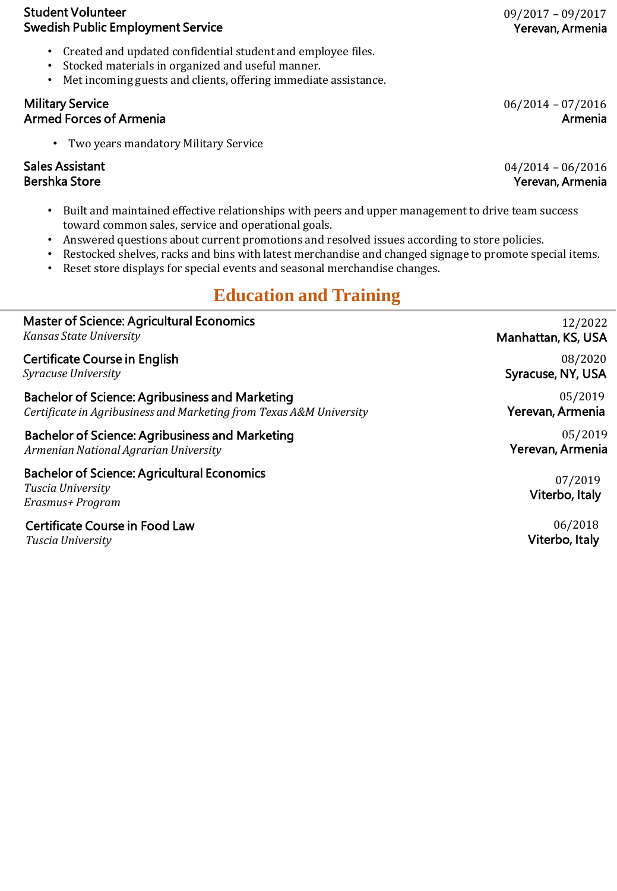**Student Volunteer** 09/2017 – 09/2017
**Swedish Public Employment Service** Yerevan, Armenia

- Created and updated confidential student and employee files.
- Stocked materials in organized and useful manner.
- Met incoming guests and clients, offering immediate assistance.

**Military Service** 06/2014 – 07/2016
**Armed Forces of Armenia** Armenia

- Two years mandatory Military Service

**Sales Assistant** 04/2014 – 06/2016
**Bershka Store** Yerevan, Armenia

- Built and maintained effective relationships with peers and upper management to drive team success toward common sales, service and operational goals.
- Answered questions about current promotions and resolved issues according to store policies.
- Restocked shelves, racks and bins with latest merchandise and changed signage to promote special items.
- Reset store displays for special events and seasonal merchandise changes.

## Education and Training

**Master of Science: Agricultural Economics** 12/2022
*Kansas State University* Manhattan, KS, USA

**Certificate Course in English** 08/2020
*Syracuse University* Syracuse, NY, USA

**Bachelor of Science: Agribusiness and Marketing** 05/2019
*Certificate in Agribusiness and Marketing from Texas A&M University* Yerevan, Armenia

**Bachelor of Science: Agribusiness and Marketing** 05/2019
*Armenian National Agrarian University* Yerevan, Armenia

**Bachelor of Science: Agricultural Economics** 07/2019
*Tuscia University* Viterbo, Italy
*Erasmus+ Program*

**Certificate Course in Food Law** 06/2018
*Tuscia University* Viterbo, Italy